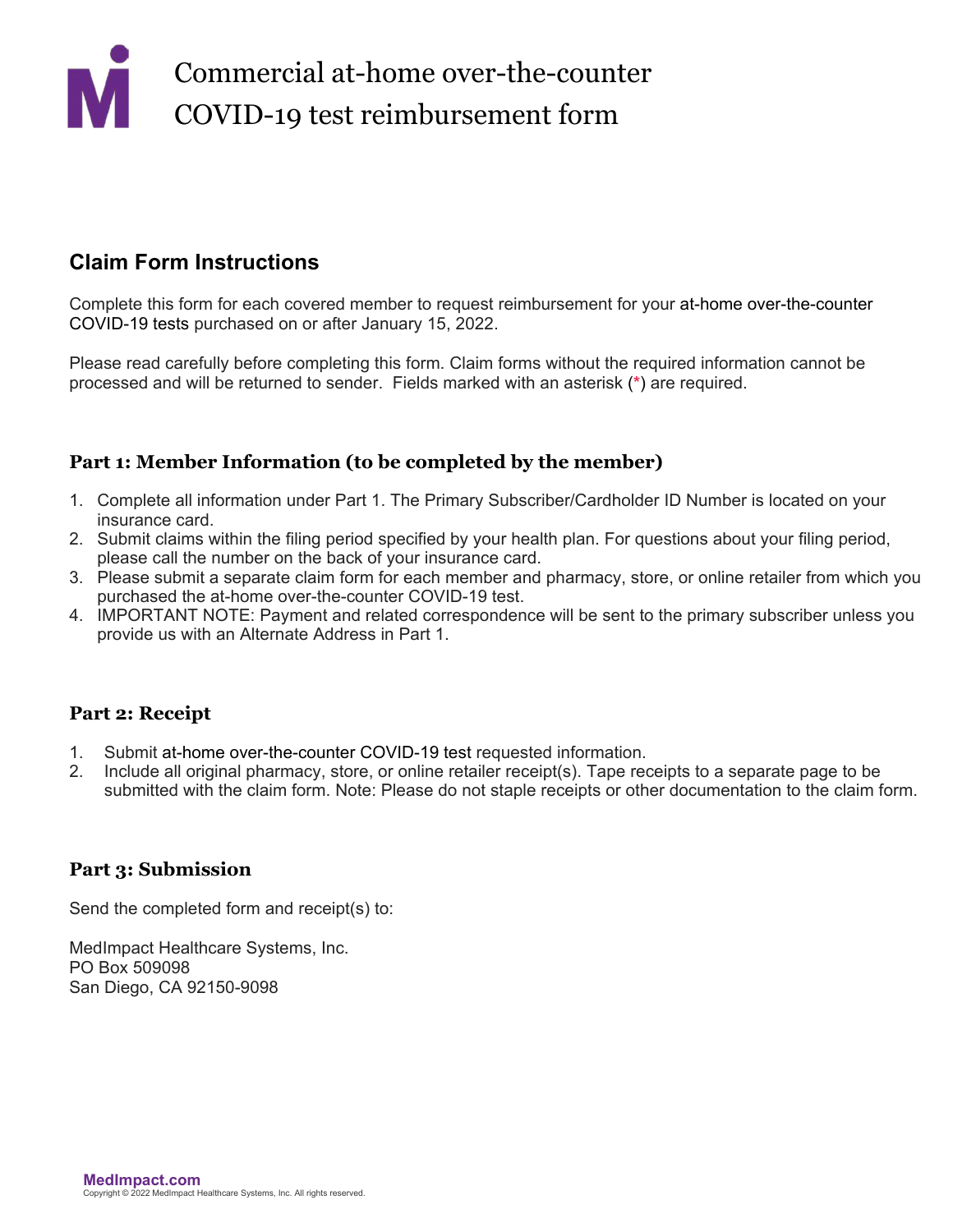# Commercial at-home over-the-counter COVID-19 test reimbursement form

## Claim Form Instructions

Complete this form for each covered member to request reimbursement for your at-home over-the-counter COVID-19 tests purchased on or after January 15, 2022.

Please read carefully before completing this form. Claim forms without the required information cannot be processed and will be returned to sender. Fields marked with an asterisk (*) are required.

### Part 1: Member Information (to be completed by the member)

1. Complete all information under Part 1. The Primary Subscriber/Cardholder ID Number is located on your insurance card.
2. Submit claims within the filing period specified by your health plan. For questions about your filing period, please call the number on the back of your insurance card.
3. Please submit a separate claim form for each member and pharmacy, store, or online retailer from which you purchased the at-home over-the-counter COVID-19 test.
4. IMPORTANT NOTE: Payment and related correspondence will be sent to the primary subscriber unless you provide us with an Alternate Address in Part 1.

### Part 2: Receipt

1. Submit at-home over-the-counter COVID-19 test requested information.
2. Include all original pharmacy, store, or online retailer receipt(s). Tape receipts to a separate page to be submitted with the claim form. Note: Please do not staple receipts or other documentation to the claim form.

### Part 3: Submission

Send the completed form and receipt(s) to:

MedImpact Healthcare Systems, Inc.
PO Box 509098
San Diego, CA 92150-9098

MedImpact.com
Copyright © 2022 MedImpact Healthcare Systems, Inc. All rights reserved.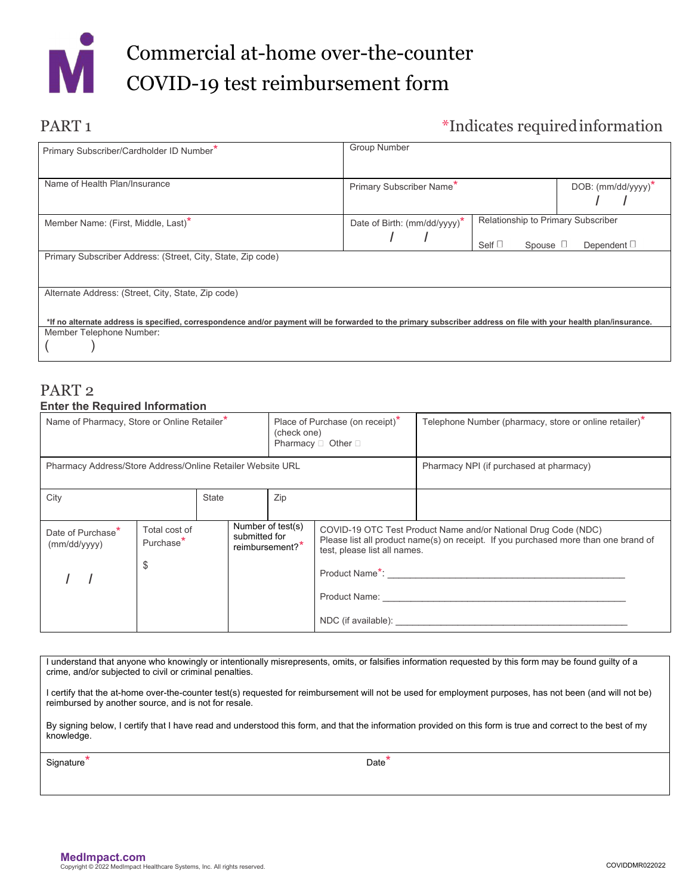# Commercial at-home over-the-counter COVID-19 test reimbursement form

## PART 1

*Indicates required information

| | | | |
|---|---|---|---|
| Primary Subscriber/Cardholder ID Number* | Group Number | | |
| Name of Health Plan/Insurance | Primary Subscriber Name* | | DOB: (mm/dd/yyyy)* / / |
| Member Name: (First, Middle, Last)* | Date of Birth: (mm/dd/yyyy)* / / | Relationship to Primary Subscriber<br>Self ☐ Spouse ☐ Dependent ☐ | |
| Primary Subscriber Address: (Street, City, State, Zip code) | | | |
| Alternate Address: (Street, City, State, Zip code)<br>***If no alternate address is specified, correspondence and/or payment will be forwarded to the primary subscriber address on file with your health plan/insurance.** | | | |
| Member Telephone Number:<br>( ) | | | |

## PART 2

### Enter the Required Information

| | | | | | |
|---|---|---|---|---|---|
| Name of Pharmacy, Store or Online Retailer* | | | Place of Purchase (on receipt)* (check one)<br>Pharmacy ☐ Other ☐ | Telephone Number (pharmacy, store or online retailer)* | |
| Pharmacy Address/Store Address/Online Retailer Website URL | | | | Pharmacy NPI (if purchased at pharmacy) | |
| City | | State | Zip | | |
| Date of Purchase* (mm/dd/yyyy)<br>/ / | Total cost of Purchase*<br>$ | Number of test(s) submitted for reimbursement?* | COVID-19 OTC Test Product Name and/or National Drug Code (NDC)<br>Please list all product name(s) on receipt. If you purchased more than one brand of test, please list all names.<br>Product Name*: \_\_\_\_\_\_\_\_\_\_<br>Product Name: \_\_\_\_\_\_\_\_\_\_<br>NDC (if available): \_\_\_\_\_\_\_\_\_\_ | | |

I understand that anyone who knowingly or intentionally misrepresents, omits, or falsifies information requested by this form may be found guilty of a crime, and/or subjected to civil or criminal penalties.

I certify that the at-home over-the-counter test(s) requested for reimbursement will not be used for employment purposes, has not been (and will not be) reimbursed by another source, and is not for resale.

By signing below, I certify that I have read and understood this form, and that the information provided on this form is true and correct to the best of my knowledge.

| | |
|---|---|
| Signature* | Date* |

**MedImpact.com**
Copyright © 2022 MedImpact Healthcare Systems, Inc. All rights reserved.

COVIDDMR022022